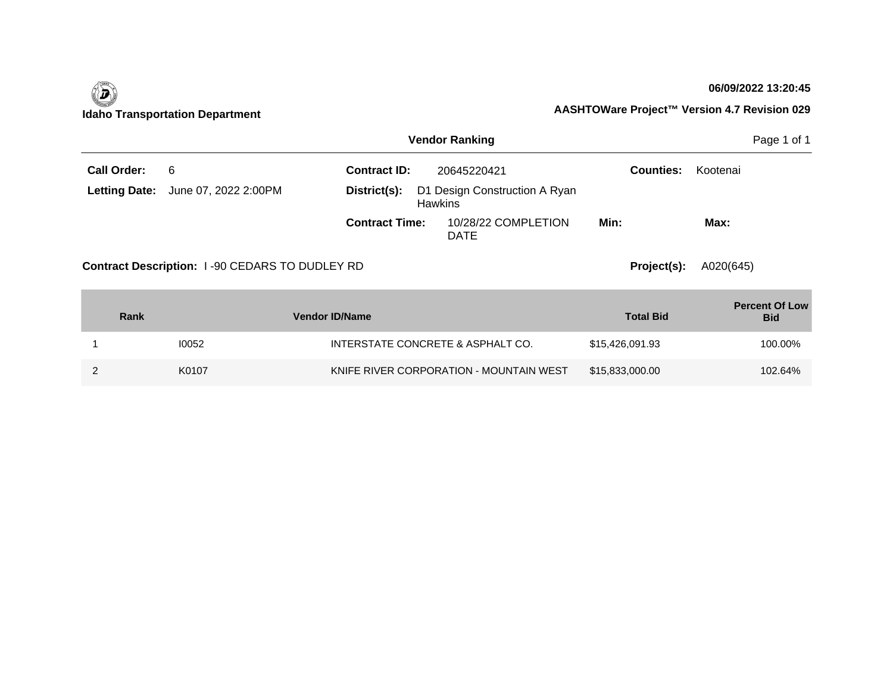**Idaho Transportation Department**

**06/09/2022 13:20:45**

**AASHTOWare Project™ Version 4.7 Revision 029**

## Vendor Ranking

**Call Order:** 6

**Letting Date:** June 07, 2022 2:00PM

**Contract ID:** 20645220421

**District(s):** D1 Design Construction A Ryan Hawkins

**Contract Time:** 10/28/22 COMPLETION DATE

**Counties:** Kootenai

**Min:**

**Max:**

**Contract Description:** I -90 CEDARS TO DUDLEY RD

**Project(s):** A020(645)

| Rank | Vendor ID | Vendor Name | Total Bid | Percent Of Low Bid |
|---|---|---|---|---|
| 1 | I0052 | INTERSTATE CONCRETE & ASPHALT CO. | $15,426,091.93 | 100.00% |
| 2 | K0107 | KNIFE RIVER CORPORATION - MOUNTAIN WEST | $15,833,000.00 | 102.64% |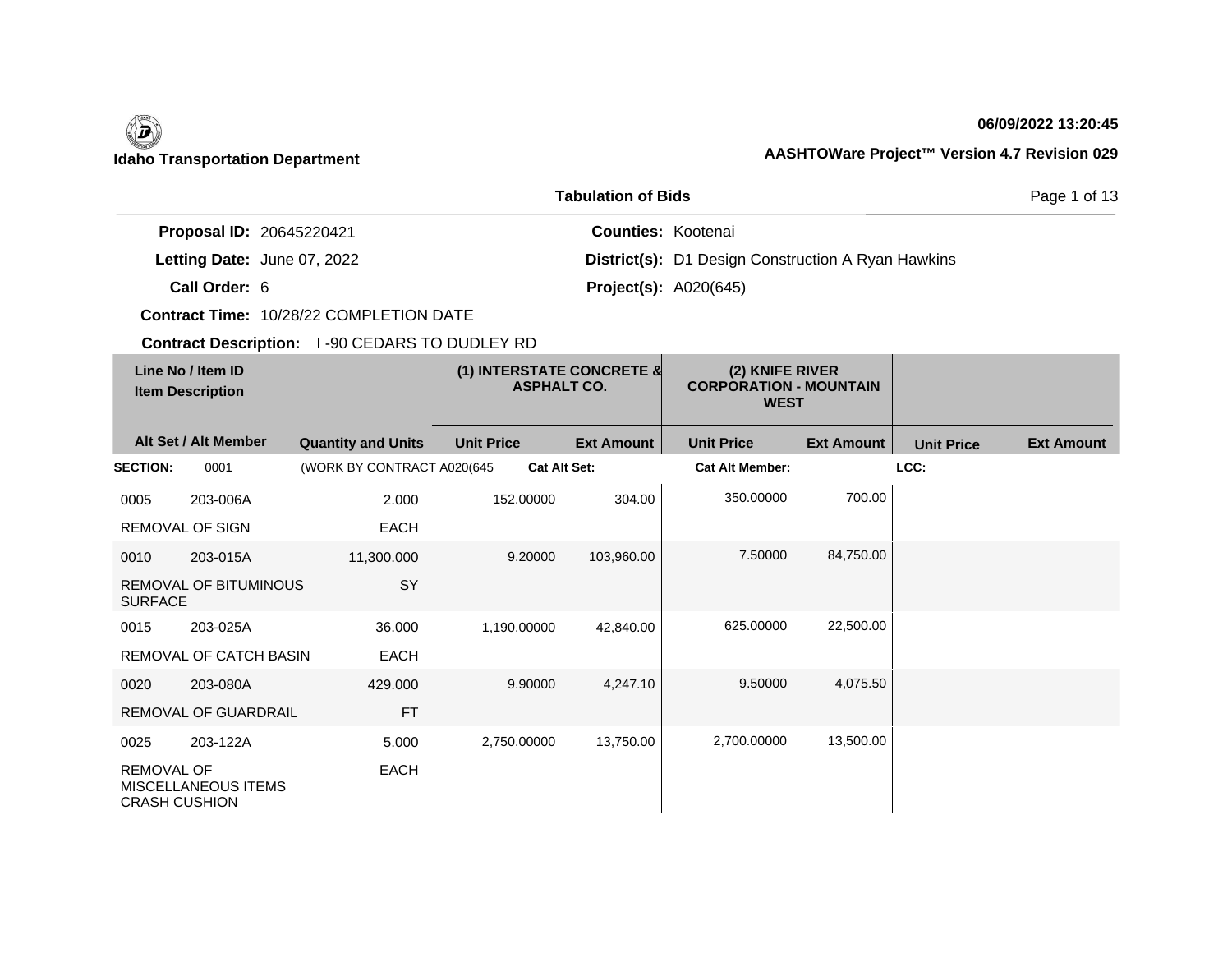**Idaho Transportation Department**

**06/09/2022 13:20:45**

**AASHTOWare Project™ Version 4.7 Revision 029**

## Tabulation of Bids

**Proposal ID:** 20645220421

**Letting Date:** June 07, 2022

**Call Order:** 6

**Contract Time:** 10/28/22 COMPLETION DATE

**Contract Description:** I -90 CEDARS TO DUDLEY RD

**Counties:** Kootenai

**District(s):** D1 Design Construction A Ryan Hawkins

**Project(s):** A020(645)

| Line No / Item ID / Item Description | Alt Set / Alt Member | Quantity and Units | (1) INTERSTATE CONCRETE & ASPHALT CO. Unit Price | (1) Ext Amount | (2) KNIFE RIVER CORPORATION - MOUNTAIN WEST Unit Price | (2) Ext Amount | Unit Price | Ext Amount |
|---|---|---|---|---|---|---|---|---|
| **SECTION:** 0001 | | (WORK BY CONTRACT A020(645 | **Cat Alt Set:** | | **Cat Alt Member:** | | **LCC:** | |
| 0005 203-006A REMOVAL OF SIGN | | 2.000 EACH | 152.00000 | 304.00 | 350.00000 | 700.00 | | |
| 0010 203-015A REMOVAL OF BITUMINOUS SURFACE | | 11,300.000 SY | 9.20000 | 103,960.00 | 7.50000 | 84,750.00 | | |
| 0015 203-025A REMOVAL OF CATCH BASIN | | 36.000 EACH | 1,190.00000 | 42,840.00 | 625.00000 | 22,500.00 | | |
| 0020 203-080A REMOVAL OF GUARDRAIL | | 429.000 FT | 9.90000 | 4,247.10 | 9.50000 | 4,075.50 | | |
| 0025 203-122A REMOVAL OF MISCELLANEOUS ITEMS CRASH CUSHION | | 5.000 EACH | 2,750.00000 | 13,750.00 | 2,700.00000 | 13,500.00 | | |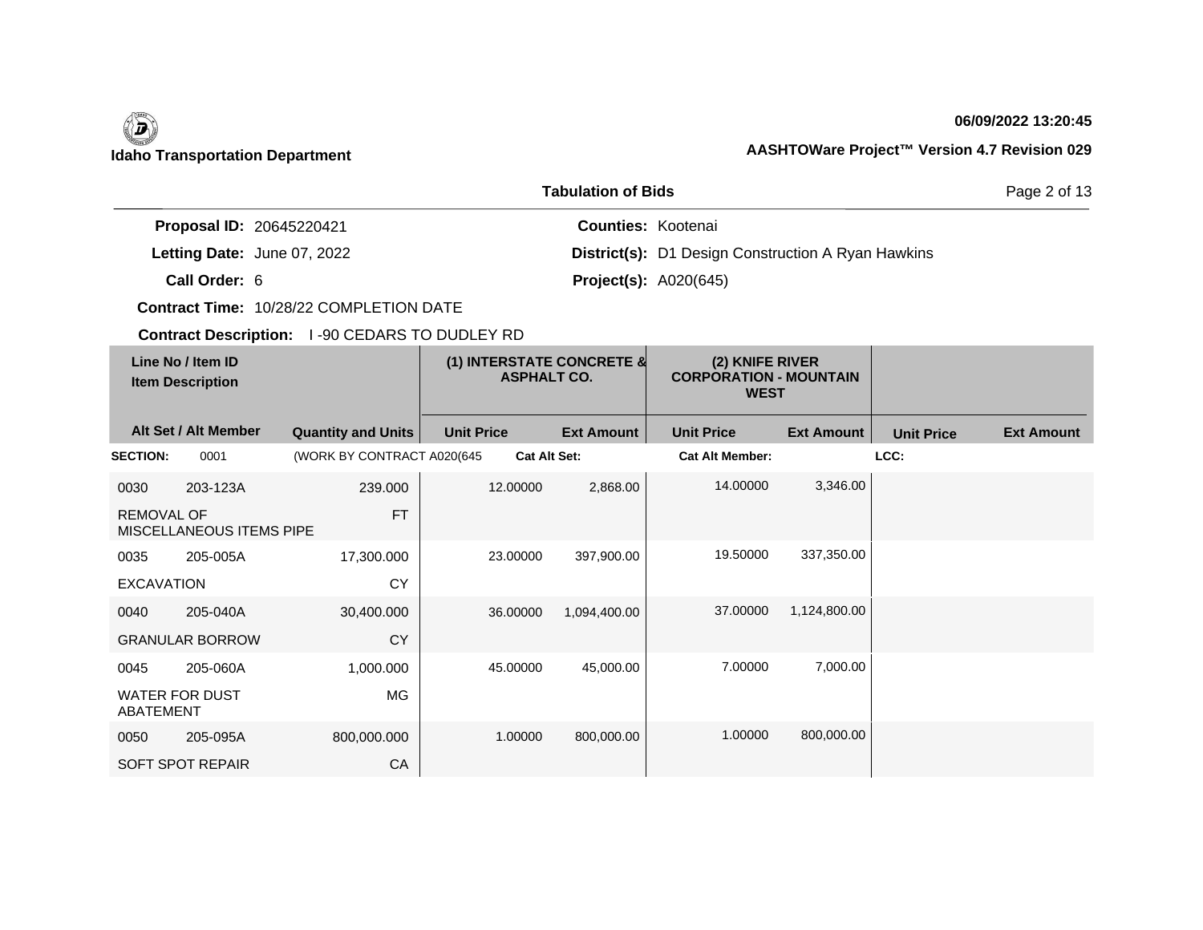**Idaho Transportation Department**

**06/09/2022 13:20:45**

**AASHTOWare Project™ Version 4.7 Revision 029**

## Tabulation of Bids

**Proposal ID:** 20645220421

**Letting Date:** June 07, 2022

**Call Order:** 6

**Contract Time:** 10/28/22 COMPLETION DATE

**Contract Description:** I -90 CEDARS TO DUDLEY RD

**Counties:** Kootenai

**District(s):** D1 Design Construction A Ryan Hawkins

**Project(s):** A020(645)

| Line No / Item ID | Item Description | Quantity and Units | (1) INTERSTATE CONCRETE & ASPHALT CO. Unit Price | (1) INTERSTATE CONCRETE & ASPHALT CO. Ext Amount | (2) KNIFE RIVER CORPORATION - MOUNTAIN WEST Unit Price | (2) KNIFE RIVER CORPORATION - MOUNTAIN WEST Ext Amount | Unit Price | Ext Amount |
|---|---|---|---|---|---|---|---|---|
| **SECTION:** 0001 | (WORK BY CONTRACT A020(645 | | **Cat Alt Set:** | | **Cat Alt Member:** | | **LCC:** | |
| 0030 203-123A | REMOVAL OF MISCELLANEOUS ITEMS PIPE | 239.000 FT | 12.00000 | 2,868.00 | 14.00000 | 3,346.00 | | |
| 0035 205-005A | EXCAVATION | 17,300.000 CY | 23.00000 | 397,900.00 | 19.50000 | 337,350.00 | | |
| 0040 205-040A | GRANULAR BORROW | 30,400.000 CY | 36.00000 | 1,094,400.00 | 37.00000 | 1,124,800.00 | | |
| 0045 205-060A | WATER FOR DUST ABATEMENT | 1,000.000 MG | 45.00000 | 45,000.00 | 7.00000 | 7,000.00 | | |
| 0050 205-095A | SOFT SPOT REPAIR | 800,000.000 CA | 1.00000 | 800,000.00 | 1.00000 | 800,000.00 | | |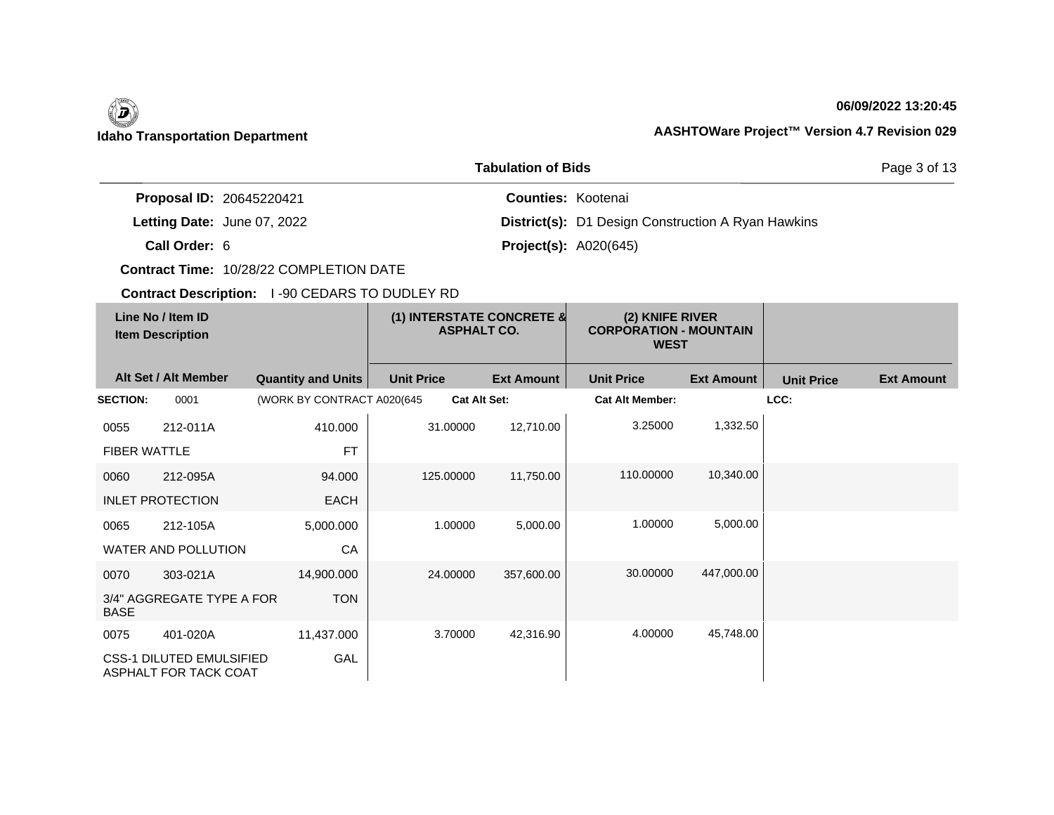**Idaho Transportation Department**

**06/09/2022 13:20:45**

**AASHTOWare Project™ Version 4.7 Revision 029**

## Tabulation of Bids

**Proposal ID:** 20645220421
**Letting Date:** June 07, 2022
**Call Order:** 6
**Contract Time:** 10/28/22 COMPLETION DATE
**Contract Description:** I -90 CEDARS TO DUDLEY RD

**Counties:** Kootenai
**District(s):** D1 Design Construction A Ryan Hawkins
**Project(s):** A020(645)

| Line No / Item ID / Item Description | | Quantity and Units | (1) INTERSTATE CONCRETE & ASPHALT CO. | | (2) KNIFE RIVER CORPORATION - MOUNTAIN WEST | | | |
|---|---|---|---|---|---|---|---|---|
| Alt Set / Alt Member | | | Unit Price | Ext Amount | Unit Price | Ext Amount | Unit Price | Ext Amount |
| **SECTION:** 0001 | | (WORK BY CONTRACT A020(645 | **Cat Alt Set:** | | **Cat Alt Member:** | | **LCC:** | |
| 0055 | 212-011A | 410.000 | 31.00000 | 12,710.00 | 3.25000 | 1,332.50 | | |
| FIBER WATTLE | | FT | | | | | | |
| 0060 | 212-095A | 94.000 | 125.00000 | 11,750.00 | 110.00000 | 10,340.00 | | |
| INLET PROTECTION | | EACH | | | | | | |
| 0065 | 212-105A | 5,000.000 | 1.00000 | 5,000.00 | 1.00000 | 5,000.00 | | |
| WATER AND POLLUTION | | CA | | | | | | |
| 0070 | 303-021A | 14,900.000 | 24.00000 | 357,600.00 | 30.00000 | 447,000.00 | | |
| 3/4" AGGREGATE TYPE A FOR BASE | | TON | | | | | | |
| 0075 | 401-020A | 11,437.000 | 3.70000 | 42,316.90 | 4.00000 | 45,748.00 | | |
| CSS-1 DILUTED EMULSIFIED ASPHALT FOR TACK COAT | | GAL | | | | | | |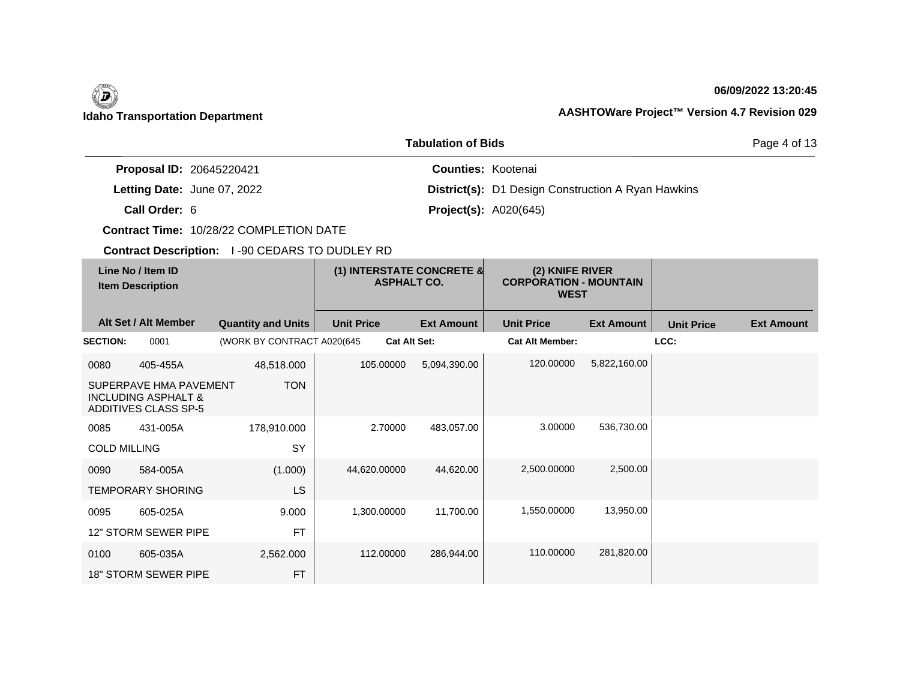**Idaho Transportation Department**

**06/09/2022 13:20:45**

**AASHTOWare Project™ Version 4.7 Revision 029**

## Tabulation of Bids

**Proposal ID:** 20645220421
**Letting Date:** June 07, 2022
**Call Order:** 6
**Contract Time:** 10/28/22 COMPLETION DATE
**Contract Description:** I -90 CEDARS TO DUDLEY RD

**Counties:** Kootenai
**District(s):** D1 Design Construction A Ryan Hawkins
**Project(s):** A020(645)

| Line No / Item ID / Item Description | | Quantity and Units | (1) INTERSTATE CONCRETE & ASPHALT CO. | | (2) KNIFE RIVER CORPORATION - MOUNTAIN WEST | | | |
|---|---|---|---|---|---|---|---|---|
| Alt Set / Alt Member | | | Unit Price | Ext Amount | Unit Price | Ext Amount | Unit Price | Ext Amount |
| **SECTION:** | 0001 | (WORK BY CONTRACT A020(645 | **Cat Alt Set:** | | **Cat Alt Member:** | | **LCC:** | |
| 0080 | 405-455A | 48,518.000 | 105.00000 | 5,094,390.00 | 120.00000 | 5,822,160.00 | | |
| SUPERPAVE HMA PAVEMENT INCLUDING ASPHALT & ADDITIVES CLASS SP-5 | | TON | | | | | | |
| 0085 | 431-005A | 178,910.000 | 2.70000 | 483,057.00 | 3.00000 | 536,730.00 | | |
| COLD MILLING | | SY | | | | | | |
| 0090 | 584-005A | (1.000) | 44,620.00000 | 44,620.00 | 2,500.00000 | 2,500.00 | | |
| TEMPORARY SHORING | | LS | | | | | | |
| 0095 | 605-025A | 9.000 | 1,300.00000 | 11,700.00 | 1,550.00000 | 13,950.00 | | |
| 12" STORM SEWER PIPE | | FT | | | | | | |
| 0100 | 605-035A | 2,562.000 | 112.00000 | 286,944.00 | 110.00000 | 281,820.00 | | |
| 18" STORM SEWER PIPE | | FT | | | | | | |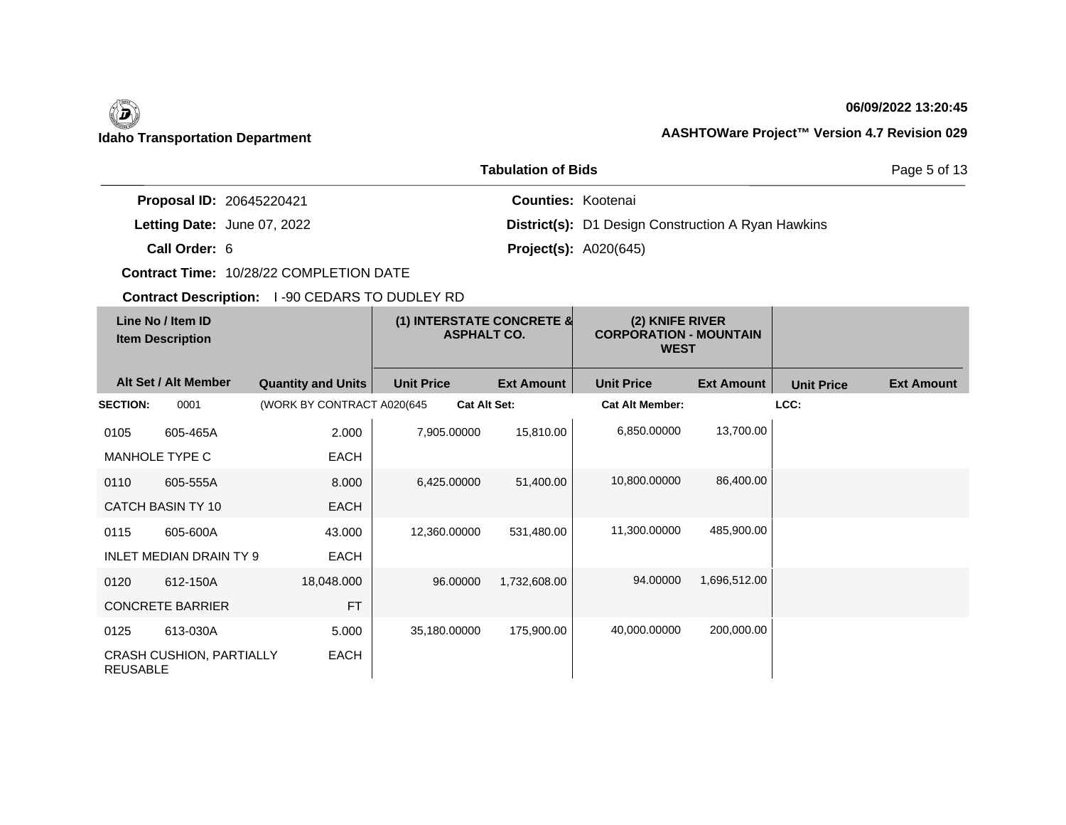**Idaho Transportation Department**

**06/09/2022 13:20:45**

**AASHTOWare Project™ Version 4.7 Revision 029**

## Tabulation of Bids

**Proposal ID:** 20645220421
**Letting Date:** June 07, 2022
**Call Order:** 6
**Contract Time:** 10/28/22 COMPLETION DATE
**Contract Description:** I -90 CEDARS TO DUDLEY RD

**Counties:** Kootenai
**District(s):** D1 Design Construction A Ryan Hawkins
**Project(s):** A020(645)

| Line No / Item ID | Item Description | Quantity and Units | (1) INTERSTATE CONCRETE & ASPHALT CO. | | (2) KNIFE RIVER CORPORATION - MOUNTAIN WEST | | | |
|---|---|---|---|---|---|---|---|---|
| Alt Set / Alt Member | | | Unit Price | Ext Amount | Unit Price | Ext Amount | Unit Price | Ext Amount |
| **SECTION:** 0001 | | (WORK BY CONTRACT A020(645 | **Cat Alt Set:** | | **Cat Alt Member:** | | **LCC:** | |
| 0105 605-465A | MANHOLE TYPE C | 2.000 EACH | 7,905.00000 | 15,810.00 | 6,850.00000 | 13,700.00 | | |
| 0110 605-555A | CATCH BASIN TY 10 | 8.000 EACH | 6,425.00000 | 51,400.00 | 10,800.00000 | 86,400.00 | | |
| 0115 605-600A | INLET MEDIAN DRAIN TY 9 | 43.000 EACH | 12,360.00000 | 531,480.00 | 11,300.00000 | 485,900.00 | | |
| 0120 612-150A | CONCRETE BARRIER | 18,048.000 FT | 96.00000 | 1,732,608.00 | 94.00000 | 1,696,512.00 | | |
| 0125 613-030A | CRASH CUSHION, PARTIALLY REUSABLE | 5.000 EACH | 35,180.00000 | 175,900.00 | 40,000.00000 | 200,000.00 | | |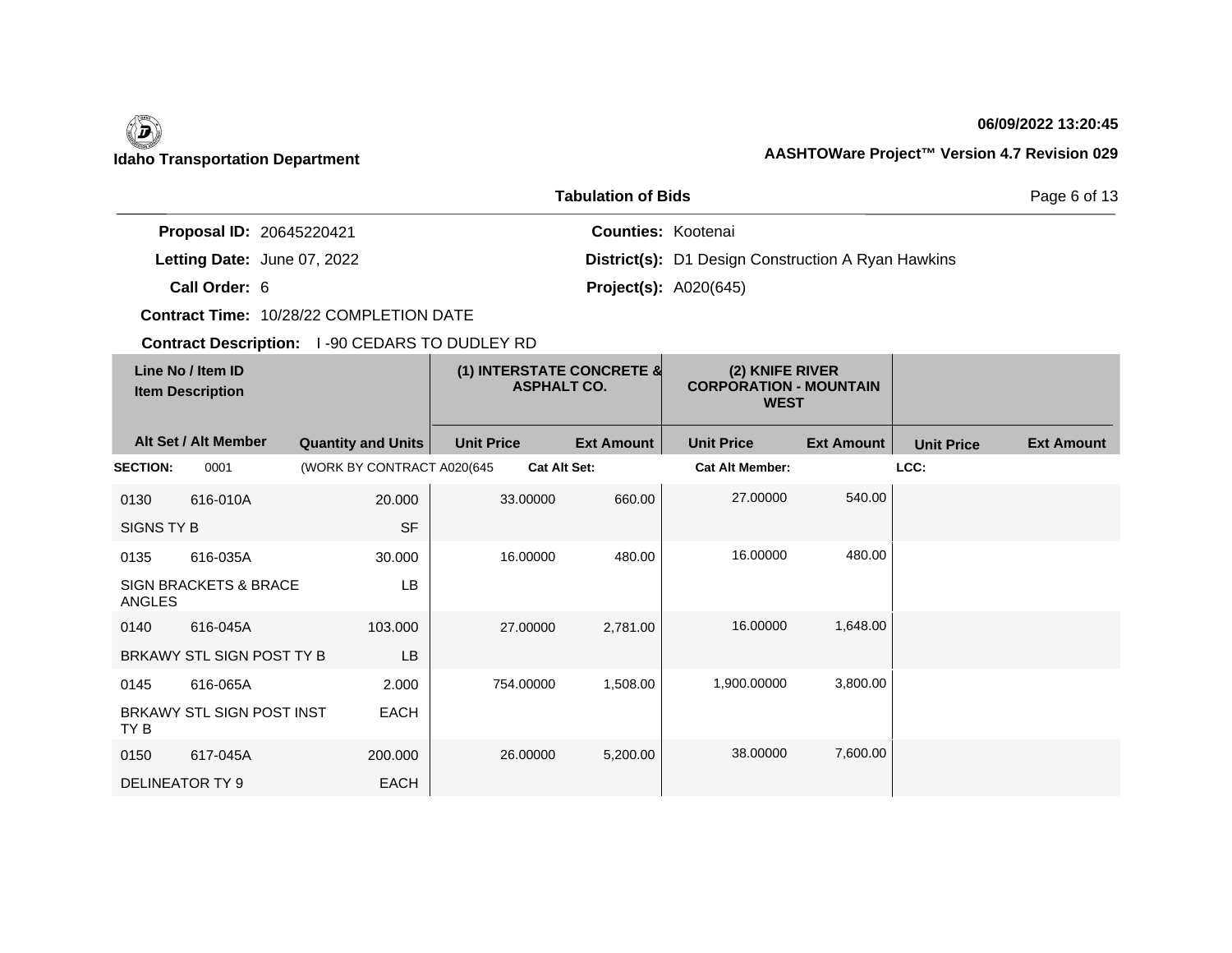**Idaho Transportation Department**

**06/09/2022 13:20:45**

**AASHTOWare Project™ Version 4.7 Revision 029**

## Tabulation of Bids

**Proposal ID:** 20645220421
**Letting Date:** June 07, 2022
**Call Order:** 6
**Contract Time:** 10/28/22 COMPLETION DATE
**Contract Description:** I -90 CEDARS TO DUDLEY RD

**Counties:** Kootenai
**District(s):** D1 Design Construction A Ryan Hawkins
**Project(s):** A020(645)

| Line No / Item ID / Item Description | Alt Set / Alt Member | Quantity and Units | (1) INTERSTATE CONCRETE & ASPHALT CO. Unit Price | (1) Ext Amount | (2) KNIFE RIVER CORPORATION - MOUNTAIN WEST Unit Price | (2) Ext Amount | Unit Price | Ext Amount |
|---|---|---|---|---|---|---|---|---|
| **SECTION:** 0001 | | (WORK BY CONTRACT A020(645 | **Cat Alt Set:** | | **Cat Alt Member:** | | **LCC:** | |
| 0130 616-010A SIGNS TY B | | 20.000 SF | 33.00000 | 660.00 | 27.00000 | 540.00 | | |
| 0135 616-035A SIGN BRACKETS & BRACE ANGLES | | 30.000 LB | 16.00000 | 480.00 | 16.00000 | 480.00 | | |
| 0140 616-045A BRKAWY STL SIGN POST TY B | | 103.000 LB | 27.00000 | 2,781.00 | 16.00000 | 1,648.00 | | |
| 0145 616-065A BRKAWY STL SIGN POST INST TY B | | 2.000 EACH | 754.00000 | 1,508.00 | 1,900.00000 | 3,800.00 | | |
| 0150 617-045A DELINEATOR TY 9 | | 200.000 EACH | 26.00000 | 5,200.00 | 38.00000 | 7,600.00 | | |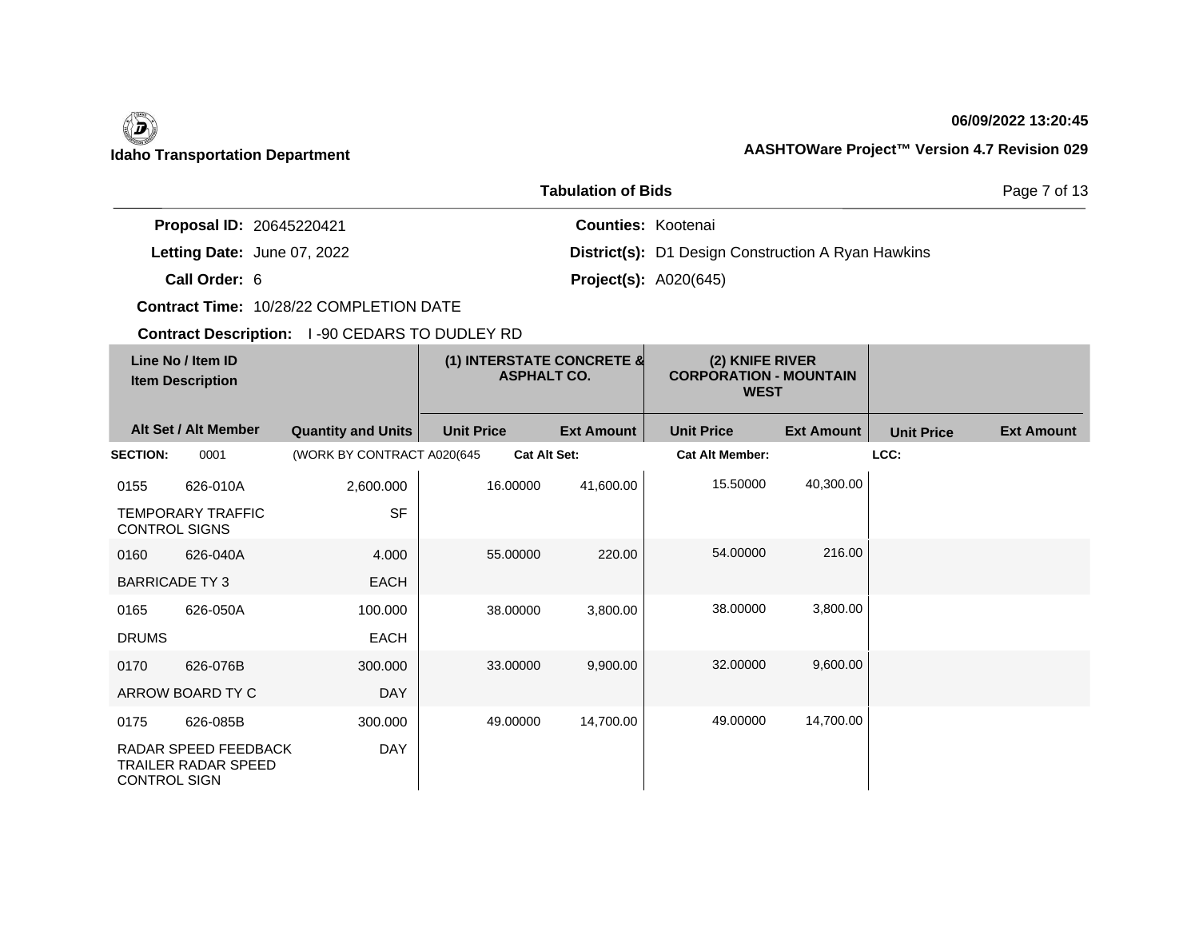**Idaho Transportation Department**

**06/09/2022 13:20:45**

**AASHTOWare Project™ Version 4.7 Revision 029**

## Tabulation of Bids

**Proposal ID:** 20645220421
**Letting Date:** June 07, 2022
**Call Order:** 6
**Contract Time:** 10/28/22 COMPLETION DATE
**Contract Description:** I -90 CEDARS TO DUDLEY RD

**Counties:** Kootenai
**District(s):** D1 Design Construction A Ryan Hawkins
**Project(s):** A020(645)

| Line No / Item ID | Item Description | Alt Set / Alt Member | Quantity and Units | (1) INTERSTATE CONCRETE & ASPHALT CO. Unit Price | (1) INTERSTATE CONCRETE & ASPHALT CO. Ext Amount | (2) KNIFE RIVER CORPORATION - MOUNTAIN WEST Unit Price | (2) KNIFE RIVER CORPORATION - MOUNTAIN WEST Ext Amount | Unit Price | Ext Amount |
|---|---|---|---|---|---|---|---|---|---|
| **SECTION:** 0001 | (WORK BY CONTRACT A020(645 | **Cat Alt Set:** | | **Cat Alt Member:** | | **LCC:** | | | |
| 0155 626-010A | TEMPORARY TRAFFIC CONTROL SIGNS | | 2,600.000 SF | 16.00000 | 41,600.00 | 15.50000 | 40,300.00 | | |
| 0160 626-040A | BARRICADE TY 3 | | 4.000 EACH | 55.00000 | 220.00 | 54.00000 | 216.00 | | |
| 0165 626-050A | DRUMS | | 100.000 EACH | 38.00000 | 3,800.00 | 38.00000 | 3,800.00 | | |
| 0170 626-076B | ARROW BOARD TY C | | 300.000 DAY | 33.00000 | 9,900.00 | 32.00000 | 9,600.00 | | |
| 0175 626-085B | RADAR SPEED FEEDBACK TRAILER RADAR SPEED CONTROL SIGN | | 300.000 DAY | 49.00000 | 14,700.00 | 49.00000 | 14,700.00 | | |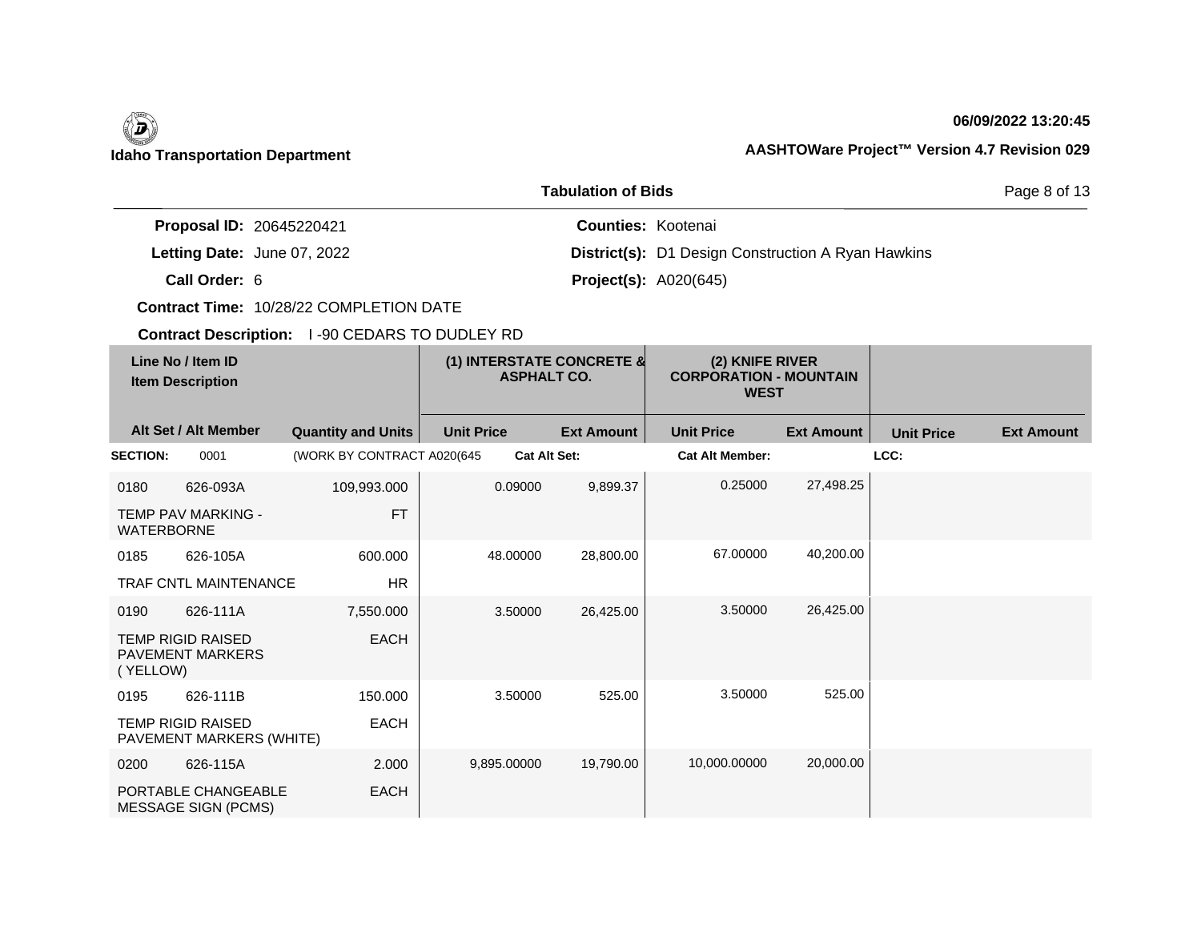**Idaho Transportation Department**

**06/09/2022 13:20:45**

**AASHTOWare Project™ Version 4.7 Revision 029**

## Tabulation of Bids

**Proposal ID:** 20645220421
**Letting Date:** June 07, 2022
**Call Order:** 6
**Contract Time:** 10/28/22 COMPLETION DATE
**Contract Description:** I -90 CEDARS TO DUDLEY RD

**Counties:** Kootenai
**District(s):** D1 Design Construction A Ryan Hawkins
**Project(s):** A020(645)

| Line No / Item ID / Item Description | Alt Set / Alt Member | Quantity and Units | (1) INTERSTATE CONCRETE & ASPHALT CO. Unit Price | (1) INTERSTATE CONCRETE & ASPHALT CO. Ext Amount | (2) KNIFE RIVER CORPORATION - MOUNTAIN WEST Unit Price | (2) KNIFE RIVER CORPORATION - MOUNTAIN WEST Ext Amount | Unit Price | Ext Amount |
|---|---|---|---|---|---|---|---|---|
| **SECTION:** 0001 | | (WORK BY CONTRACT A020(645 | **Cat Alt Set:** | | **Cat Alt Member:** | | **LCC:** | |
| 0180 626-093A TEMP PAV MARKING - WATERBORNE | | 109,993.000 FT | 0.09000 | 9,899.37 | 0.25000 | 27,498.25 | | |
| 0185 626-105A TRAF CNTL MAINTENANCE | | 600.000 HR | 48.00000 | 28,800.00 | 67.00000 | 40,200.00 | | |
| 0190 626-111A TEMP RIGID RAISED PAVEMENT MARKERS ( YELLOW) | | 7,550.000 EACH | 3.50000 | 26,425.00 | 3.50000 | 26,425.00 | | |
| 0195 626-111B TEMP RIGID RAISED PAVEMENT MARKERS (WHITE) | | 150.000 EACH | 3.50000 | 525.00 | 3.50000 | 525.00 | | |
| 0200 626-115A PORTABLE CHANGEABLE MESSAGE SIGN (PCMS) | | 2.000 EACH | 9,895.00000 | 19,790.00 | 10,000.00000 | 20,000.00 | | |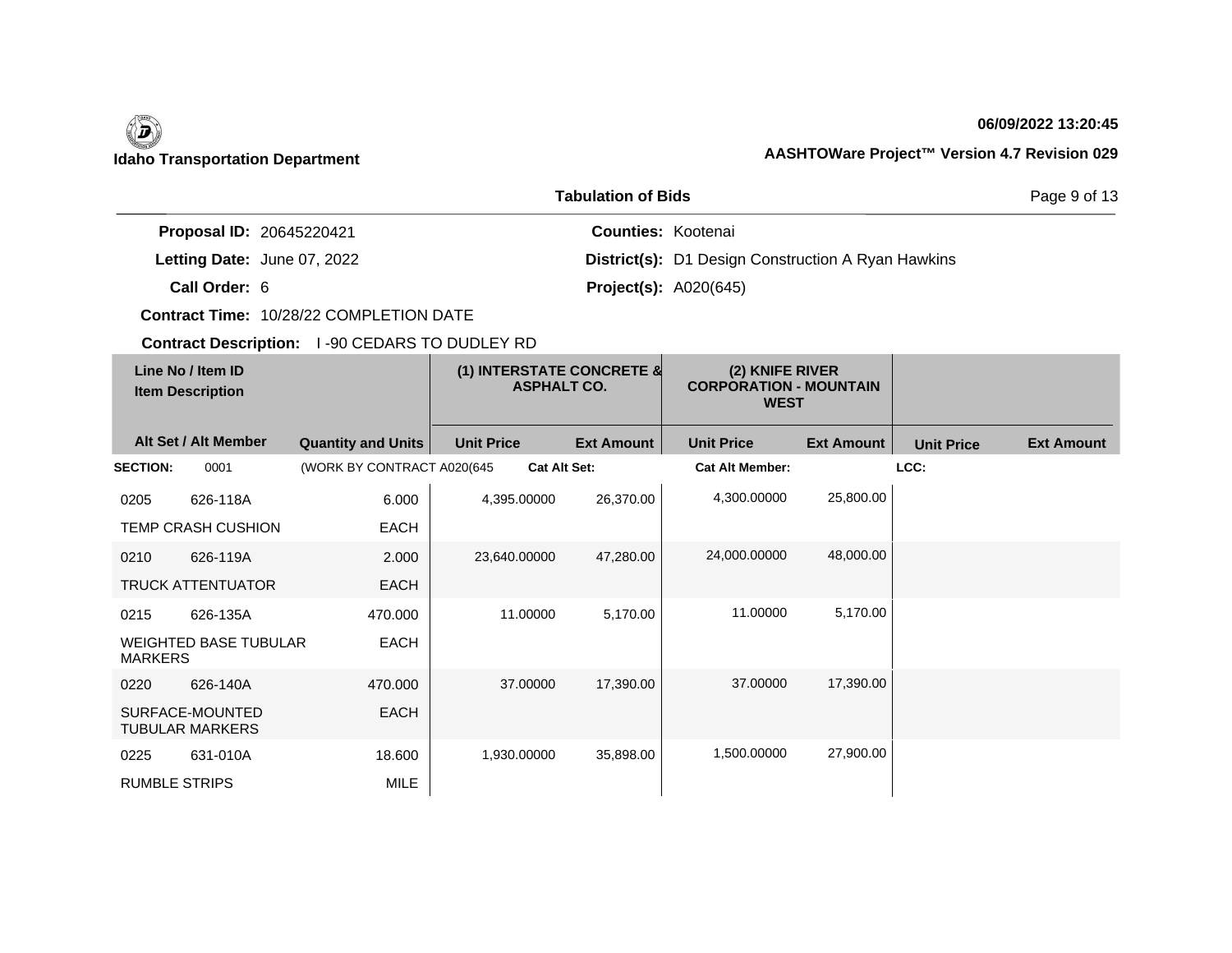Idaho Transportation Department

06/09/2022 13:20:45

AASHTOWare Project™ Version 4.7 Revision 029

## Tabulation of Bids

**Proposal ID:** 20645220421

**Letting Date:** June 07, 2022

**Call Order:** 6

**Contract Time:** 10/28/22 COMPLETION DATE

**Contract Description:** I -90 CEDARS TO DUDLEY RD

**Counties:** Kootenai

**District(s):** D1 Design Construction A Ryan Hawkins

**Project(s):** A020(645)

| Line No / Item ID | Item Description | Quantity and Units | (1) INTERSTATE CONCRETE & ASPHALT CO. Unit Price | (1) Ext Amount | (2) KNIFE RIVER CORPORATION - MOUNTAIN WEST Unit Price | (2) Ext Amount | Unit Price | Ext Amount |
|---|---|---|---|---|---|---|---|---|
| **SECTION:** 0001 | (WORK BY CONTRACT A020(645 | | **Cat Alt Set:** | | **Cat Alt Member:** | | **LCC:** | |
| 0205 626-118A | TEMP CRASH CUSHION | 6.000 EACH | 4,395.00000 | 26,370.00 | 4,300.00000 | 25,800.00 | | |
| 0210 626-119A | TRUCK ATTENTUATOR | 2.000 EACH | 23,640.00000 | 47,280.00 | 24,000.00000 | 48,000.00 | | |
| 0215 626-135A | WEIGHTED BASE TUBULAR MARKERS | 470.000 EACH | 11.00000 | 5,170.00 | 11.00000 | 5,170.00 | | |
| 0220 626-140A | SURFACE-MOUNTED TUBULAR MARKERS | 470.000 EACH | 37.00000 | 17,390.00 | 37.00000 | 17,390.00 | | |
| 0225 631-010A | RUMBLE STRIPS | 18.600 MILE | 1,930.00000 | 35,898.00 | 1,500.00000 | 27,900.00 | | |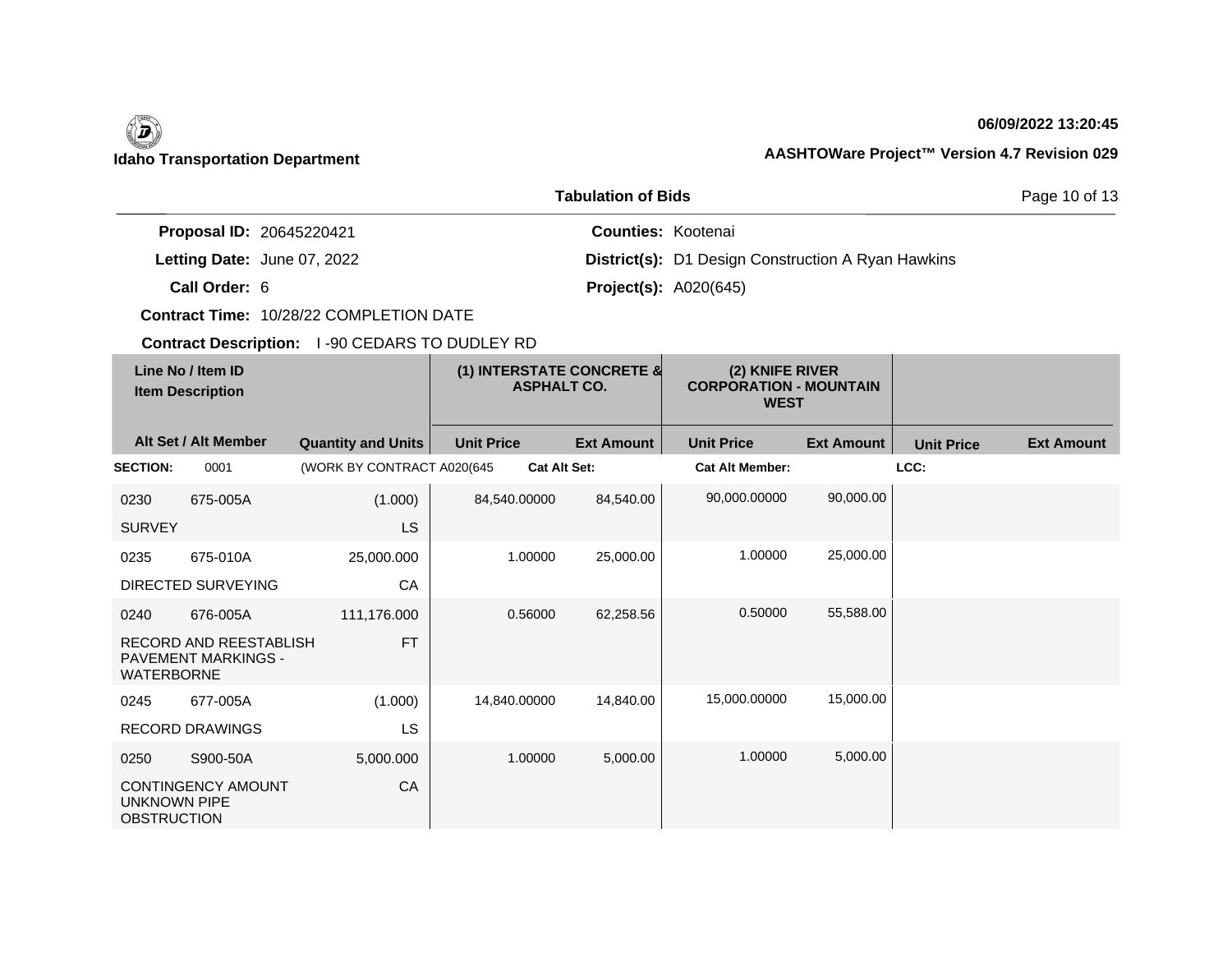**Idaho Transportation Department**

**06/09/2022 13:20:45**

**AASHTOWare Project™ Version 4.7 Revision 029**

## Tabulation of Bids

**Proposal ID:** 20645220421
**Letting Date:** June 07, 2022
**Call Order:** 6
**Contract Time:** 10/28/22 COMPLETION DATE
**Contract Description:** I -90 CEDARS TO DUDLEY RD

**Counties:** Kootenai
**District(s):** D1 Design Construction A Ryan Hawkins
**Project(s):** A020(645)

| Line No / Item ID<br>Item Description | | | (1) INTERSTATE CONCRETE & ASPHALT CO. | | (2) KNIFE RIVER CORPORATION - MOUNTAIN WEST | | | |
|---|---|---|---|---|---|---|---|---|
| Alt Set / Alt Member | | Quantity and Units | Unit Price | Ext Amount | Unit Price | Ext Amount | Unit Price | Ext Amount |
| **SECTION:** | 0001 | (WORK BY CONTRACT A020(645 | **Cat Alt Set:** | | **Cat Alt Member:** | | **LCC:** | |
| 0230 | 675-005A | (1.000) | 84,540.00000 | 84,540.00 | 90,000.00000 | 90,000.00 | | |
| SURVEY | | LS | | | | | | |
| 0235 | 675-010A | 25,000.000 | 1.00000 | 25,000.00 | 1.00000 | 25,000.00 | | |
| DIRECTED SURVEYING | | CA | | | | | | |
| 0240 | 676-005A | 111,176.000 | 0.56000 | 62,258.56 | 0.50000 | 55,588.00 | | |
| RECORD AND REESTABLISH PAVEMENT MARKINGS - WATERBORNE | | FT | | | | | | |
| 0245 | 677-005A | (1.000) | 14,840.00000 | 14,840.00 | 15,000.00000 | 15,000.00 | | |
| RECORD DRAWINGS | | LS | | | | | | |
| 0250 | S900-50A | 5,000.000 | 1.00000 | 5,000.00 | 1.00000 | 5,000.00 | | |
| CONTINGENCY AMOUNT UNKNOWN PIPE OBSTRUCTION | | CA | | | | | | |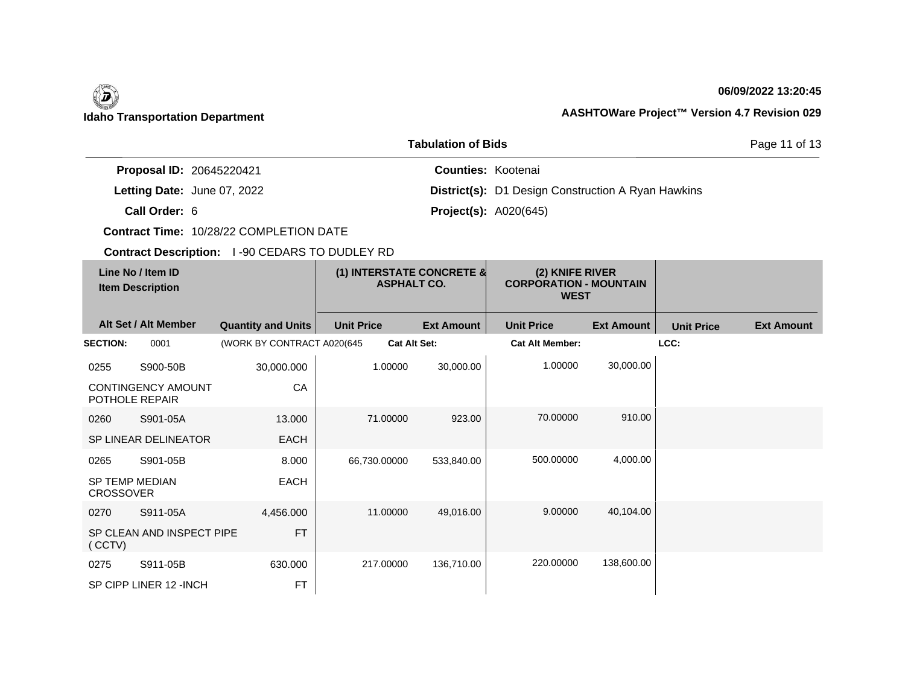**Idaho Transportation Department**

**06/09/2022 13:20:45**

**AASHTOWare Project™ Version 4.7 Revision 029**

**Tabulation of Bids**

**Proposal ID:** 20645220421

**Letting Date:** June 07, 2022

**Call Order:** 6

**Contract Time:** 10/28/22 COMPLETION DATE

**Contract Description:** I -90 CEDARS TO DUDLEY RD

**Counties:** Kootenai

**District(s):** D1 Design Construction A Ryan Hawkins

**Project(s):** A020(645)

| Line No / Item ID<br>Item Description | | | (1) INTERSTATE CONCRETE & ASPHALT CO. | | (2) KNIFE RIVER CORPORATION - MOUNTAIN WEST | | | |
|---|---|---|---|---|---|---|---|---|
| Alt Set / Alt Member | | Quantity and Units | Unit Price | Ext Amount | Unit Price | Ext Amount | Unit Price | Ext Amount |
| **SECTION:** | 0001 | (WORK BY CONTRACT A020(645 | **Cat Alt Set:** | | **Cat Alt Member:** | | **LCC:** | |
| 0255 | S900-50B | 30,000.000 | 1.00000 | 30,000.00 | 1.00000 | 30,000.00 | | |
| CONTINGENCY AMOUNT POTHOLE REPAIR | | CA | | | | | | |
| 0260 | S901-05A | 13.000 | 71.00000 | 923.00 | 70.00000 | 910.00 | | |
| SP LINEAR DELINEATOR | | EACH | | | | | | |
| 0265 | S901-05B | 8.000 | 66,730.00000 | 533,840.00 | 500.00000 | 4,000.00 | | |
| SP TEMP MEDIAN CROSSOVER | | EACH | | | | | | |
| 0270 | S911-05A | 4,456.000 | 11.00000 | 49,016.00 | 9.00000 | 40,104.00 | | |
| SP CLEAN AND INSPECT PIPE ( CCTV) | | FT | | | | | | |
| 0275 | S911-05B | 630.000 | 217.00000 | 136,710.00 | 220.00000 | 138,600.00 | | |
| SP CIPP LINER 12 -INCH | | FT | | | | | | |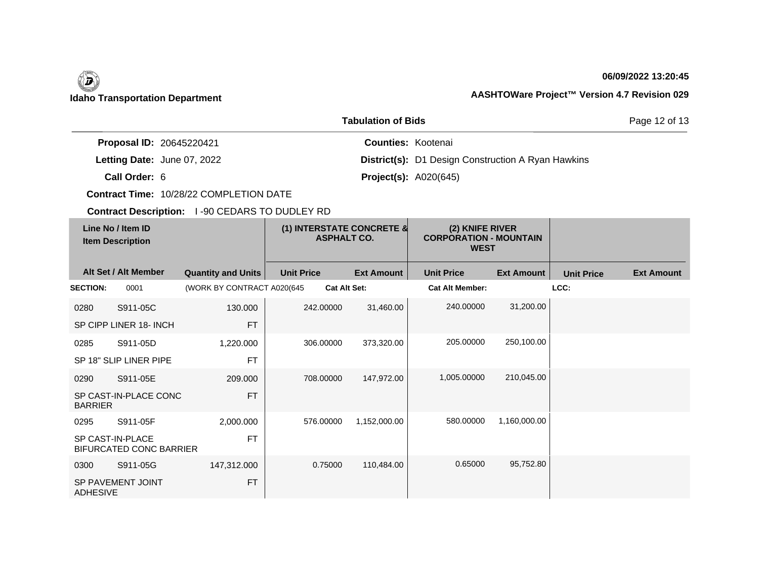**Idaho Transportation Department**

**06/09/2022 13:20:45**

**AASHTOWare Project™ Version 4.7 Revision 029**

## Tabulation of Bids

**Proposal ID:** 20645220421

**Letting Date:** June 07, 2022

**Call Order:** 6

**Contract Time:** 10/28/22 COMPLETION DATE

**Contract Description:** I -90 CEDARS TO DUDLEY RD

**Counties:** Kootenai

**District(s):** D1 Design Construction A Ryan Hawkins

**Project(s):** A020(645)

| Line No / Item ID | Item Description / Alt Set / Alt Member | Quantity and Units | (1) INTERSTATE CONCRETE & ASPHALT CO. Unit Price | (1) Ext Amount | (2) KNIFE RIVER CORPORATION - MOUNTAIN WEST Unit Price | (2) Ext Amount | Unit Price | Ext Amount |
|---|---|---|---|---|---|---|---|---|
| **SECTION:** 0001 | (WORK BY CONTRACT A020(645 | | Cat Alt Set: | | Cat Alt Member: | | LCC: | |
| 0280 S911-05C | SP CIPP LINER 18- INCH | 130.000 FT | 242.00000 | 31,460.00 | 240.00000 | 31,200.00 | | |
| 0285 S911-05D | SP 18" SLIP LINER PIPE | 1,220.000 FT | 306.00000 | 373,320.00 | 205.00000 | 250,100.00 | | |
| 0290 S911-05E | SP CAST-IN-PLACE CONC BARRIER | 209.000 FT | 708.00000 | 147,972.00 | 1,005.00000 | 210,045.00 | | |
| 0295 S911-05F | SP CAST-IN-PLACE BIFURCATED CONC BARRIER | 2,000.000 FT | 576.00000 | 1,152,000.00 | 580.00000 | 1,160,000.00 | | |
| 0300 S911-05G | SP PAVEMENT JOINT ADHESIVE | 147,312.000 FT | 0.75000 | 110,484.00 | 0.65000 | 95,752.80 | | |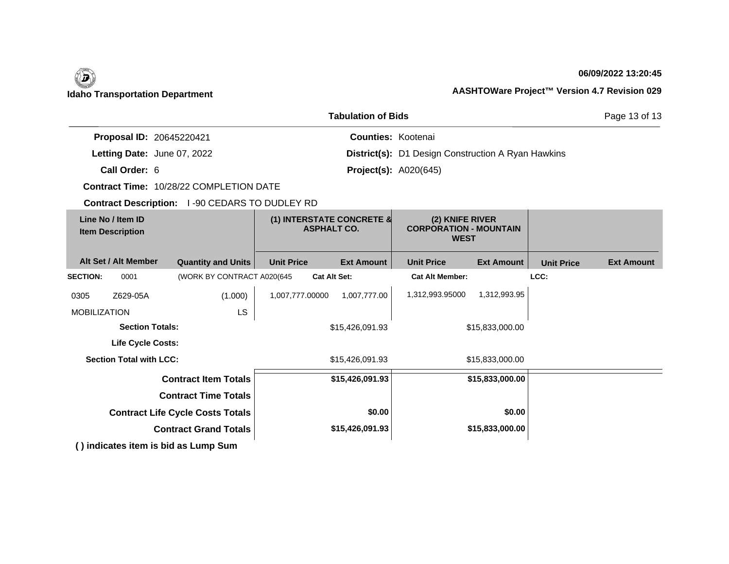**Idaho Transportation Department**

**06/09/2022 13:20:45**

**AASHTOWare Project™ Version 4.7 Revision 029**

**Tabulation of Bids**

**Proposal ID:** 20645220421

**Letting Date:** June 07, 2022

**Call Order:** 6

**Contract Time:** 10/28/22 COMPLETION DATE

**Contract Description:** I -90 CEDARS TO DUDLEY RD

**Counties:** Kootenai

**District(s):** D1 Design Construction A Ryan Hawkins

**Project(s):** A020(645)

| Line No / Item ID<br>Item Description | | | (1) INTERSTATE CONCRETE & ASPHALT CO. | | (2) KNIFE RIVER CORPORATION - MOUNTAIN WEST | | | |
|---|---|---|---|---|---|---|---|---|
| **Alt Set / Alt Member** | | **Quantity and Units** | **Unit Price** | **Ext Amount** | **Unit Price** | **Ext Amount** | **Unit Price** | **Ext Amount** |
| **SECTION:** | 0001 | (WORK BY CONTRACT A020(645 | **Cat Alt Set:** | | **Cat Alt Member:** | | **LCC:** | |
| 0305 | Z629-05A | (1.000) | 1,007,777.00000 | 1,007,777.00 | 1,312,993.95000 | 1,312,993.95 | | |
| MOBILIZATION | | LS | | | | | | |
| **Section Totals:** | | | | $15,426,091.93 | | $15,833,000.00 | | |
| **Life Cycle Costs:** | | | | | | | | |
| **Section Total with LCC:** | | | | $15,426,091.93 | | $15,833,000.00 | | |
| **Contract Item Totals** | | | | **$15,426,091.93** | | **$15,833,000.00** | | |
| **Contract Time Totals** | | | | | | | | |
| **Contract Life Cycle Costs Totals** | | | | **$0.00** | | **$0.00** | | |
| **Contract Grand Totals** | | | | **$15,426,091.93** | | **$15,833,000.00** | | |

**( ) indicates item is bid as Lump Sum**